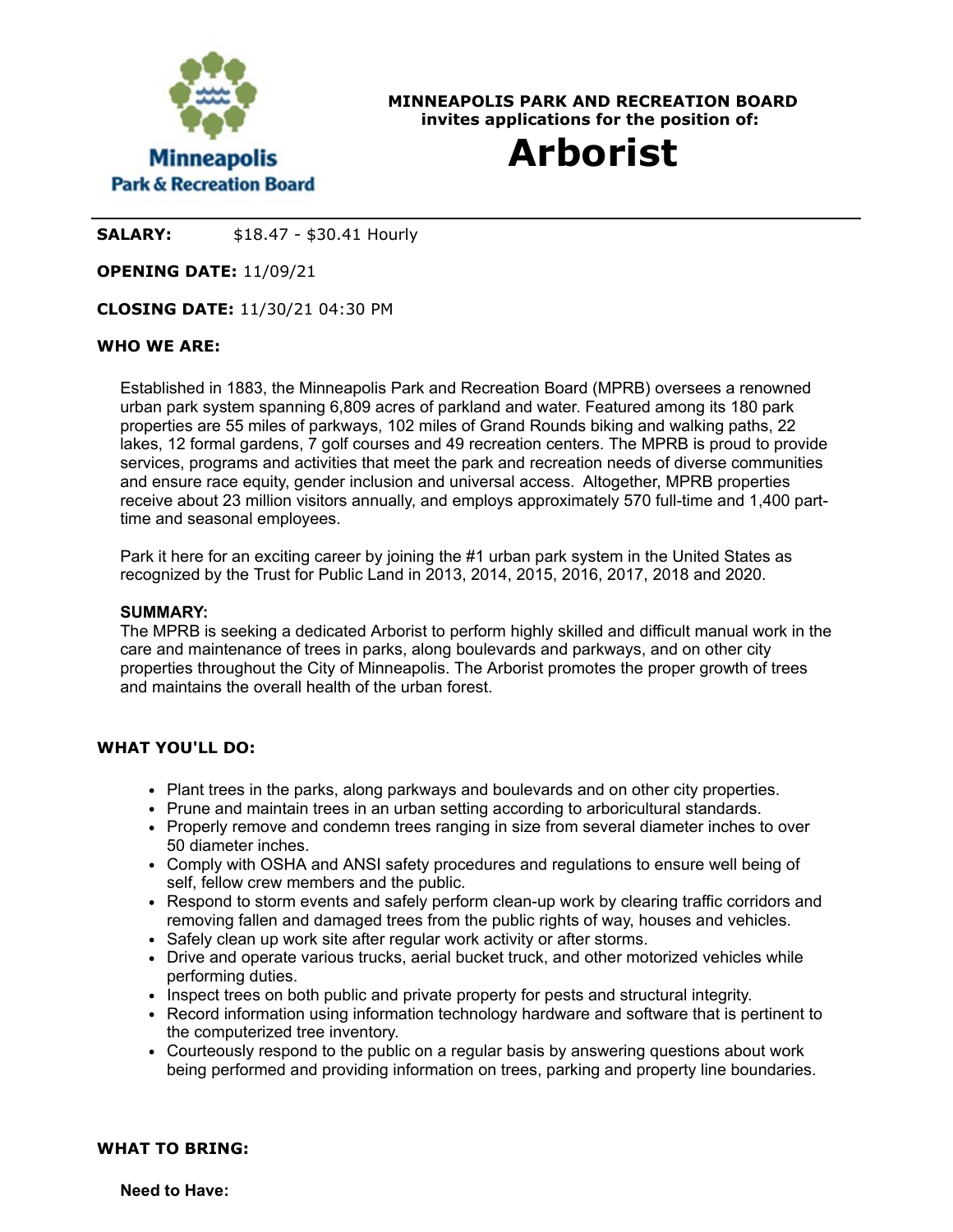**Minneapolis Park & Recreation Board**

**MINNEAPOLIS PARK AND RECREATION BOARD**
**invites applications for the position of:**

# Arborist

**SALARY:** $18.47 - $30.41 Hourly

**OPENING DATE:** 11/09/21

**CLOSING DATE:** 11/30/21 04:30 PM

## WHO WE ARE:

Established in 1883, the Minneapolis Park and Recreation Board (MPRB) oversees a renowned urban park system spanning 6,809 acres of parkland and water. Featured among its 180 park properties are 55 miles of parkways, 102 miles of Grand Rounds biking and walking paths, 22 lakes, 12 formal gardens, 7 golf courses and 49 recreation centers. The MPRB is proud to provide services, programs and activities that meet the park and recreation needs of diverse communities and ensure race equity, gender inclusion and universal access. Altogether, MPRB properties receive about 23 million visitors annually, and employs approximately 570 full-time and 1,400 part-time and seasonal employees.

Park it here for an exciting career by joining the #1 urban park system in the United States as recognized by the Trust for Public Land in 2013, 2014, 2015, 2016, 2017, 2018 and 2020.

**SUMMARY:**
The MPRB is seeking a dedicated Arborist to perform highly skilled and difficult manual work in the care and maintenance of trees in parks, along boulevards and parkways, and on other city properties throughout the City of Minneapolis. The Arborist promotes the proper growth of trees and maintains the overall health of the urban forest.

## WHAT YOU'LL DO:

- Plant trees in the parks, along parkways and boulevards and on other city properties.
- Prune and maintain trees in an urban setting according to arboricultural standards.
- Properly remove and condemn trees ranging in size from several diameter inches to over 50 diameter inches.
- Comply with OSHA and ANSI safety procedures and regulations to ensure well being of self, fellow crew members and the public.
- Respond to storm events and safely perform clean-up work by clearing traffic corridors and removing fallen and damaged trees from the public rights of way, houses and vehicles.
- Safely clean up work site after regular work activity or after storms.
- Drive and operate various trucks, aerial bucket truck, and other motorized vehicles while performing duties.
- Inspect trees on both public and private property for pests and structural integrity.
- Record information using information technology hardware and software that is pertinent to the computerized tree inventory.
- Courteously respond to the public on a regular basis by answering questions about work being performed and providing information on trees, parking and property line boundaries.

## WHAT TO BRING:

**Need to Have:**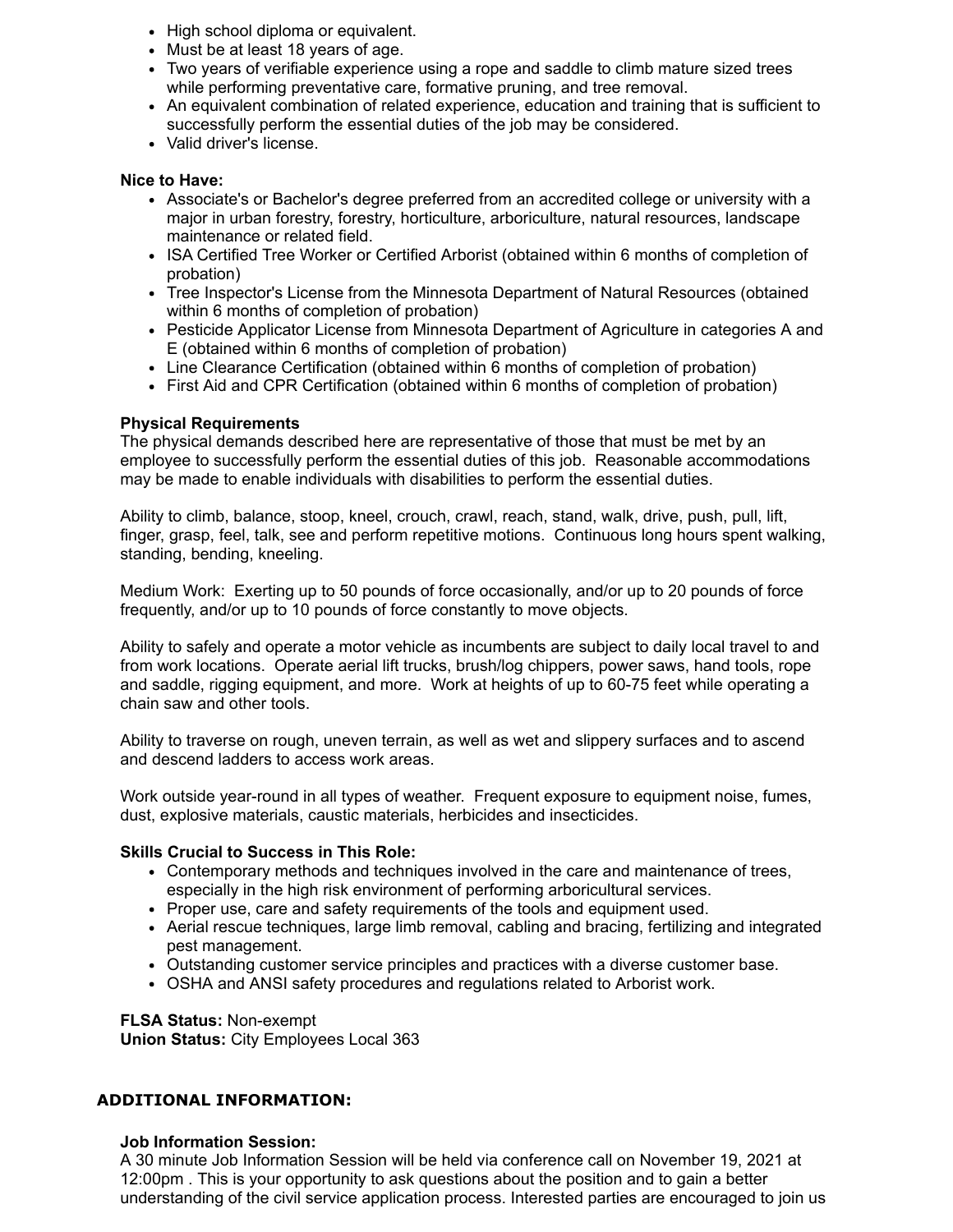- High school diploma or equivalent.
- Must be at least 18 years of age.
- Two years of verifiable experience using a rope and saddle to climb mature sized trees while performing preventative care, formative pruning, and tree removal.
- An equivalent combination of related experience, education and training that is sufficient to successfully perform the essential duties of the job may be considered.
- Valid driver's license.

**Nice to Have:**

- Associate's or Bachelor's degree preferred from an accredited college or university with a major in urban forestry, forestry, horticulture, arboriculture, natural resources, landscape maintenance or related field.
- ISA Certified Tree Worker or Certified Arborist (obtained within 6 months of completion of probation)
- Tree Inspector's License from the Minnesota Department of Natural Resources (obtained within 6 months of completion of probation)
- Pesticide Applicator License from Minnesota Department of Agriculture in categories A and E (obtained within 6 months of completion of probation)
- Line Clearance Certification (obtained within 6 months of completion of probation)
- First Aid and CPR Certification (obtained within 6 months of completion of probation)

**Physical Requirements**

The physical demands described here are representative of those that must be met by an employee to successfully perform the essential duties of this job. Reasonable accommodations may be made to enable individuals with disabilities to perform the essential duties.

Ability to climb, balance, stoop, kneel, crouch, crawl, reach, stand, walk, drive, push, pull, lift, finger, grasp, feel, talk, see and perform repetitive motions. Continuous long hours spent walking, standing, bending, kneeling.

Medium Work: Exerting up to 50 pounds of force occasionally, and/or up to 20 pounds of force frequently, and/or up to 10 pounds of force constantly to move objects.

Ability to safely and operate a motor vehicle as incumbents are subject to daily local travel to and from work locations. Operate aerial lift trucks, brush/log chippers, power saws, hand tools, rope and saddle, rigging equipment, and more. Work at heights of up to 60-75 feet while operating a chain saw and other tools.

Ability to traverse on rough, uneven terrain, as well as wet and slippery surfaces and to ascend and descend ladders to access work areas.

Work outside year-round in all types of weather. Frequent exposure to equipment noise, fumes, dust, explosive materials, caustic materials, herbicides and insecticides.

**Skills Crucial to Success in This Role:**

- Contemporary methods and techniques involved in the care and maintenance of trees, especially in the high risk environment of performing arboricultural services.
- Proper use, care and safety requirements of the tools and equipment used.
- Aerial rescue techniques, large limb removal, cabling and bracing, fertilizing and integrated pest management.
- Outstanding customer service principles and practices with a diverse customer base.
- OSHA and ANSI safety procedures and regulations related to Arborist work.

**FLSA Status:** Non-exempt
**Union Status:** City Employees Local 363

## ADDITIONAL INFORMATION:

**Job Information Session:**

A 30 minute Job Information Session will be held via conference call on November 19, 2021 at 12:00pm . This is your opportunity to ask questions about the position and to gain a better understanding of the civil service application process. Interested parties are encouraged to join us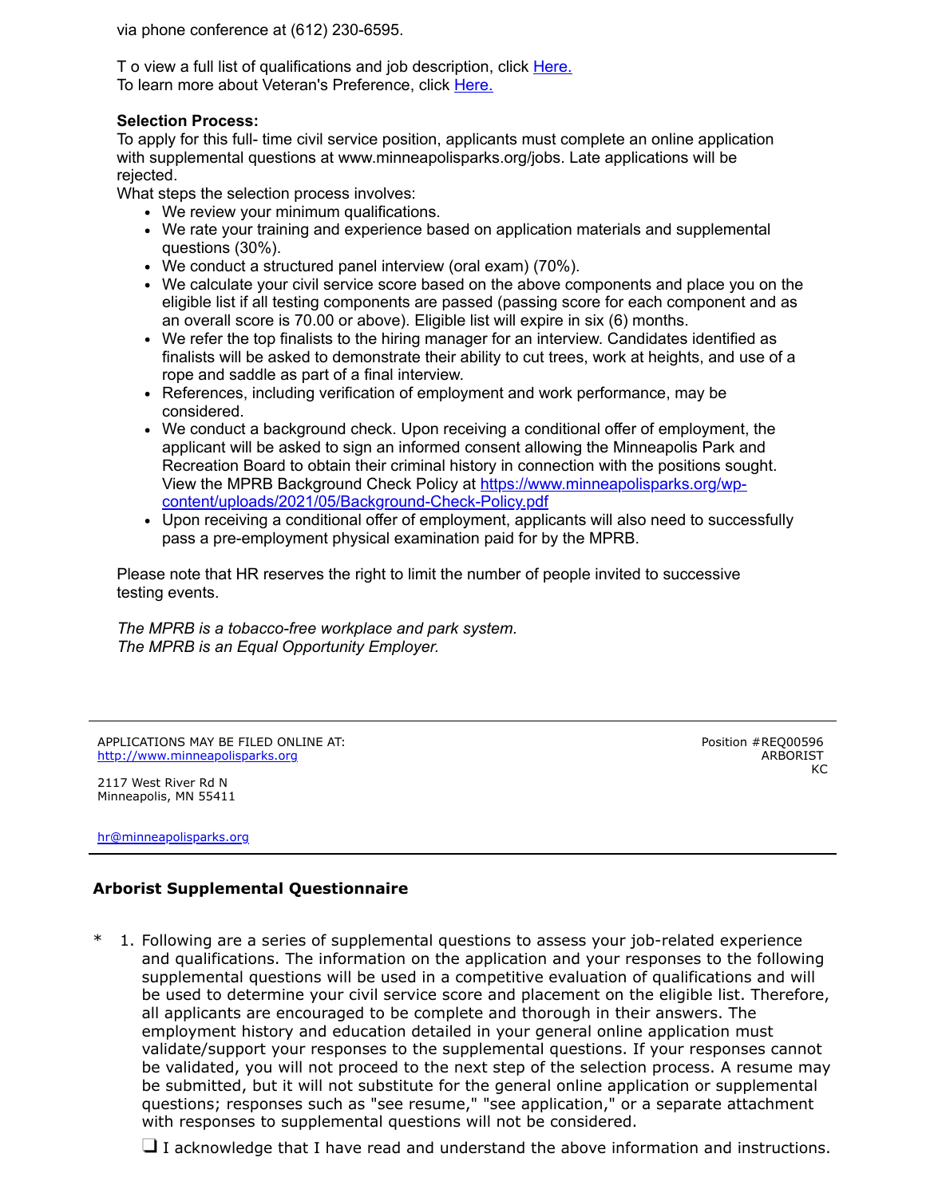via phone conference at (612) 230-6595.

T o view a full list of qualifications and job description, click [Here.](#)
To learn more about Veteran's Preference, click [Here.](#)

**Selection Process:**
To apply for this full- time civil service position, applicants must complete an online application with supplemental questions at www.minneapolisparks.org/jobs. Late applications will be rejected.
What steps the selection process involves:

- We review your minimum qualifications.
- We rate your training and experience based on application materials and supplemental questions (30%).
- We conduct a structured panel interview (oral exam) (70%).
- We calculate your civil service score based on the above components and place you on the eligible list if all testing components are passed (passing score for each component and as an overall score is 70.00 or above). Eligible list will expire in six (6) months.
- We refer the top finalists to the hiring manager for an interview. Candidates identified as finalists will be asked to demonstrate their ability to cut trees, work at heights, and use of a rope and saddle as part of a final interview.
- References, including verification of employment and work performance, may be considered.
- We conduct a background check. Upon receiving a conditional offer of employment, the applicant will be asked to sign an informed consent allowing the Minneapolis Park and Recreation Board to obtain their criminal history in connection with the positions sought. View the MPRB Background Check Policy at [https://www.minneapolisparks.org/wp-content/uploads/2021/05/Background-Check-Policy.pdf](https://www.minneapolisparks.org/wp-content/uploads/2021/05/Background-Check-Policy.pdf)
- Upon receiving a conditional offer of employment, applicants will also need to successfully pass a pre-employment physical examination paid for by the MPRB.

Please note that HR reserves the right to limit the number of people invited to successive testing events.

*The MPRB is a tobacco-free workplace and park system.*
*The MPRB is an Equal Opportunity Employer.*

---

APPLICATIONS MAY BE FILED ONLINE AT:
[http://www.minneapolisparks.org](http://www.minneapolisparks.org)

2117 West River Rd N
Minneapolis, MN 55411

[hr@minneapolisparks.org](mailto:hr@minneapolisparks.org)

Position #REQ00596
ARBORIST
KC

---

## Arborist Supplemental Questionnaire

\* 1. Following are a series of supplemental questions to assess your job-related experience and qualifications. The information on the application and your responses to the following supplemental questions will be used in a competitive evaluation of qualifications and will be used to determine your civil service score and placement on the eligible list. Therefore, all applicants are encouraged to be complete and thorough in their answers. The employment history and education detailed in your general online application must validate/support your responses to the supplemental questions. If your responses cannot be validated, you will not proceed to the next step of the selection process. A resume may be submitted, but it will not substitute for the general online application or supplemental questions; responses such as "see resume," "see application," or a separate attachment with responses to supplemental questions will not be considered.

- [ ] I acknowledge that I have read and understand the above information and instructions.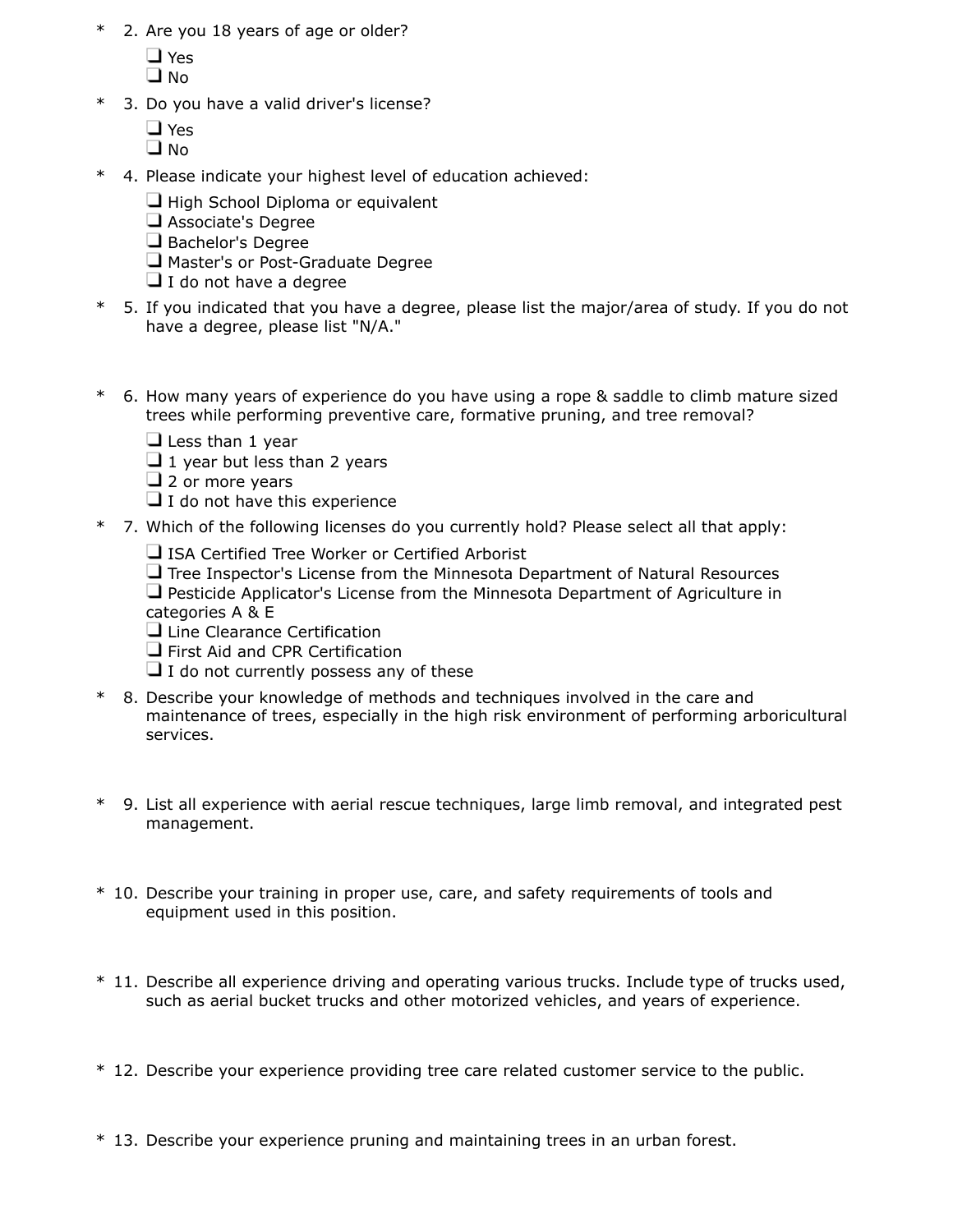\* 2. Are you 18 years of age or older?

- ❑ Yes
- ❑ No

\* 3. Do you have a valid driver's license?

- ❑ Yes
- ❑ No

\* 4. Please indicate your highest level of education achieved:

- ❑ High School Diploma or equivalent
- ❑ Associate's Degree
- ❑ Bachelor's Degree
- ❑ Master's or Post-Graduate Degree
- ❑ I do not have a degree

\* 5. If you indicated that you have a degree, please list the major/area of study. If you do not have a degree, please list "N/A."

\* 6. How many years of experience do you have using a rope & saddle to climb mature sized trees while performing preventive care, formative pruning, and tree removal?

- ❑ Less than 1 year
- ❑ 1 year but less than 2 years
- ❑ 2 or more years
- ❑ I do not have this experience

\* 7. Which of the following licenses do you currently hold? Please select all that apply:

- ❑ ISA Certified Tree Worker or Certified Arborist
- ❑ Tree Inspector's License from the Minnesota Department of Natural Resources
- ❑ Pesticide Applicator's License from the Minnesota Department of Agriculture in categories A & E
- ❑ Line Clearance Certification
- ❑ First Aid and CPR Certification
- ❑ I do not currently possess any of these

\* 8. Describe your knowledge of methods and techniques involved in the care and maintenance of trees, especially in the high risk environment of performing arboricultural services.

\* 9. List all experience with aerial rescue techniques, large limb removal, and integrated pest management.

\* 10. Describe your training in proper use, care, and safety requirements of tools and equipment used in this position.

\* 11. Describe all experience driving and operating various trucks. Include type of trucks used, such as aerial bucket trucks and other motorized vehicles, and years of experience.

\* 12. Describe your experience providing tree care related customer service to the public.

\* 13. Describe your experience pruning and maintaining trees in an urban forest.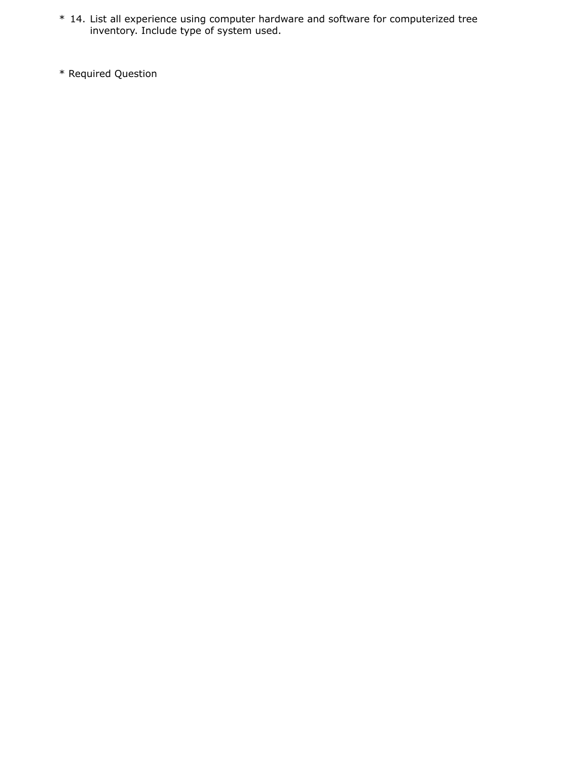* 14. List all experience using computer hardware and software for computerized tree inventory. Include type of system used.

* Required Question